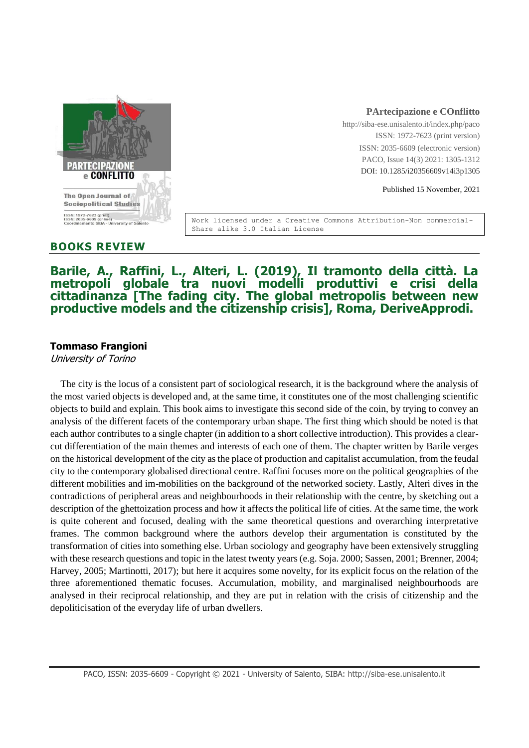**PArtecipazione e COnflitto**
http://siba-ese.unisalento.it/index.php/paco
ISSN: 1972-7623 (print version)
ISSN: 2035-6609 (electronic version)
PACO, Issue 14(3) 2021: 1305-1312
DOI: 10.1285/i20356609v14i3p1305

Published 15 November, 2021

Work licensed under a Creative Commons Attribution-Non commercial-Share alike 3.0 Italian License

## BOOKS REVIEW

# Barile, A., Raffini, L., Alteri, L. (2019), Il tramonto della città. La metropoli globale tra nuovi modelli produttivi e crisi della cittadinanza [The fading city. The global metropolis between new productive models and the citizenship crisis], Roma, DeriveApprodi.

**Tommaso Frangioni**
*University of Torino*

The city is the locus of a consistent part of sociological research, it is the background where the analysis of the most varied objects is developed and, at the same time, it constitutes one of the most challenging scientific objects to build and explain. This book aims to investigate this second side of the coin, by trying to convey an analysis of the different facets of the contemporary urban shape. The first thing which should be noted is that each author contributes to a single chapter (in addition to a short collective introduction). This provides a clear-cut differentiation of the main themes and interests of each one of them. The chapter written by Barile verges on the historical development of the city as the place of production and capitalist accumulation, from the feudal city to the contemporary globalised directional centre. Raffini focuses more on the political geographies of the different mobilities and im-mobilities on the background of the networked society. Lastly, Alteri dives in the contradictions of peripheral areas and neighbourhoods in their relationship with the centre, by sketching out a description of the ghettoization process and how it affects the political life of cities. At the same time, the work is quite coherent and focused, dealing with the same theoretical questions and overarching interpretative frames. The common background where the authors develop their argumentation is constituted by the transformation of cities into something else. Urban sociology and geography have been extensively struggling with these research questions and topic in the latest twenty years (e.g. Soja. 2000; Sassen, 2001; Brenner, 2004; Harvey, 2005; Martinotti, 2017); but here it acquires some novelty, for its explicit focus on the relation of the three aforementioned thematic focuses. Accumulation, mobility, and marginalised neighbourhoods are analysed in their reciprocal relationship, and they are put in relation with the crisis of citizenship and the depoliticisation of the everyday life of urban dwellers.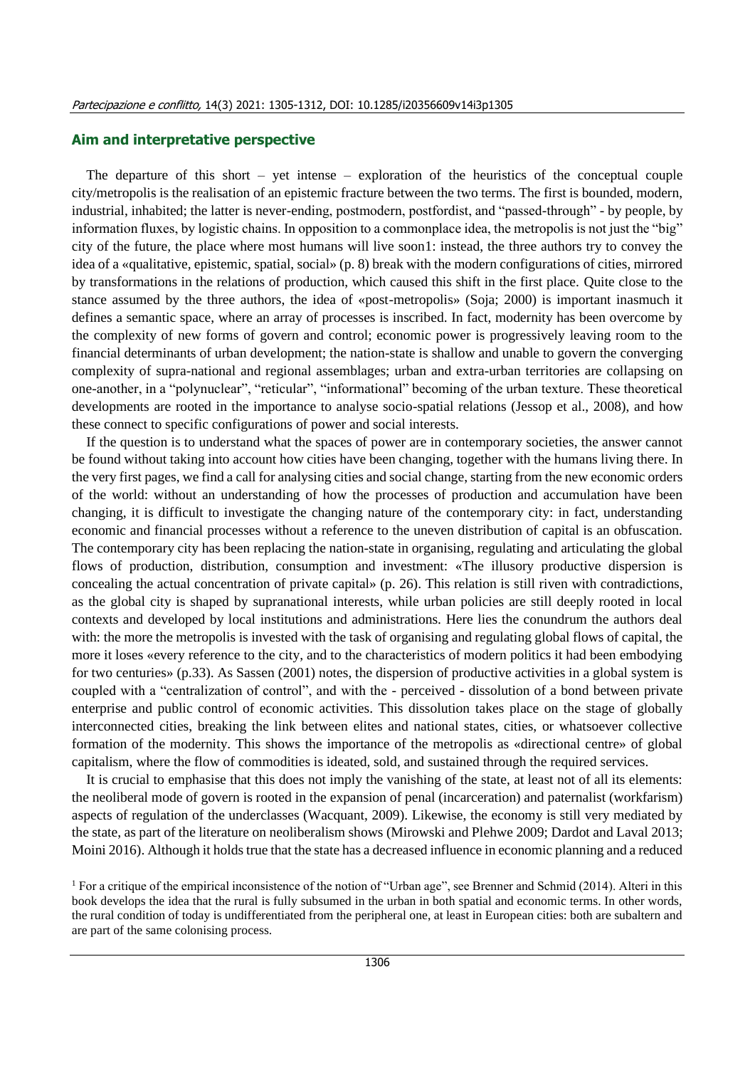## Aim and interpretative perspective

The departure of this short – yet intense – exploration of the heuristics of the conceptual couple city/metropolis is the realisation of an epistemic fracture between the two terms. The first is bounded, modern, industrial, inhabited; the latter is never-ending, postmodern, postfordist, and "passed-through" - by people, by information fluxes, by logistic chains. In opposition to a commonplace idea, the metropolis is not just the "big" city of the future, the place where most humans will live soon[1]: instead, the three authors try to convey the idea of a «qualitative, epistemic, spatial, social» (p. 8) break with the modern configurations of cities, mirrored by transformations in the relations of production, which caused this shift in the first place. Quite close to the stance assumed by the three authors, the idea of «post-metropolis» (Soja; 2000) is important inasmuch it defines a semantic space, where an array of processes is inscribed. In fact, modernity has been overcome by the complexity of new forms of govern and control; economic power is progressively leaving room to the financial determinants of urban development; the nation-state is shallow and unable to govern the converging complexity of supra-national and regional assemblages; urban and extra-urban territories are collapsing on one-another, in a "polynuclear", "reticular", "informational" becoming of the urban texture. These theoretical developments are rooted in the importance to analyse socio-spatial relations (Jessop et al., 2008), and how these connect to specific configurations of power and social interests.

If the question is to understand what the spaces of power are in contemporary societies, the answer cannot be found without taking into account how cities have been changing, together with the humans living there. In the very first pages, we find a call for analysing cities and social change, starting from the new economic orders of the world: without an understanding of how the processes of production and accumulation have been changing, it is difficult to investigate the changing nature of the contemporary city: in fact, understanding economic and financial processes without a reference to the uneven distribution of capital is an obfuscation. The contemporary city has been replacing the nation-state in organising, regulating and articulating the global flows of production, distribution, consumption and investment: «The illusory productive dispersion is concealing the actual concentration of private capital» (p. 26). This relation is still riven with contradictions, as the global city is shaped by supranational interests, while urban policies are still deeply rooted in local contexts and developed by local institutions and administrations. Here lies the conundrum the authors deal with: the more the metropolis is invested with the task of organising and regulating global flows of capital, the more it loses «every reference to the city, and to the characteristics of modern politics it had been embodying for two centuries» (p.33). As Sassen (2001) notes, the dispersion of productive activities in a global system is coupled with a "centralization of control", and with the - perceived - dissolution of a bond between private enterprise and public control of economic activities. This dissolution takes place on the stage of globally interconnected cities, breaking the link between elites and national states, cities, or whatsoever collective formation of the modernity. This shows the importance of the metropolis as «directional centre» of global capitalism, where the flow of commodities is ideated, sold, and sustained through the required services.

It is crucial to emphasise that this does not imply the vanishing of the state, at least not of all its elements: the neoliberal mode of govern is rooted in the expansion of penal (incarceration) and paternalist (workfarism) aspects of regulation of the underclasses (Wacquant, 2009). Likewise, the economy is still very mediated by the state, as part of the literature on neoliberalism shows (Mirowski and Plehwe 2009; Dardot and Laval 2013; Moini 2016). Although it holds true that the state has a decreased influence in economic planning and a reduced

[1] For a critique of the empirical inconsistence of the notion of "Urban age", see Brenner and Schmid (2014). Alteri in this book develops the idea that the rural is fully subsumed in the urban in both spatial and economic terms. In other words, the rural condition of today is undifferentiated from the peripheral one, at least in European cities: both are subaltern and are part of the same colonising process.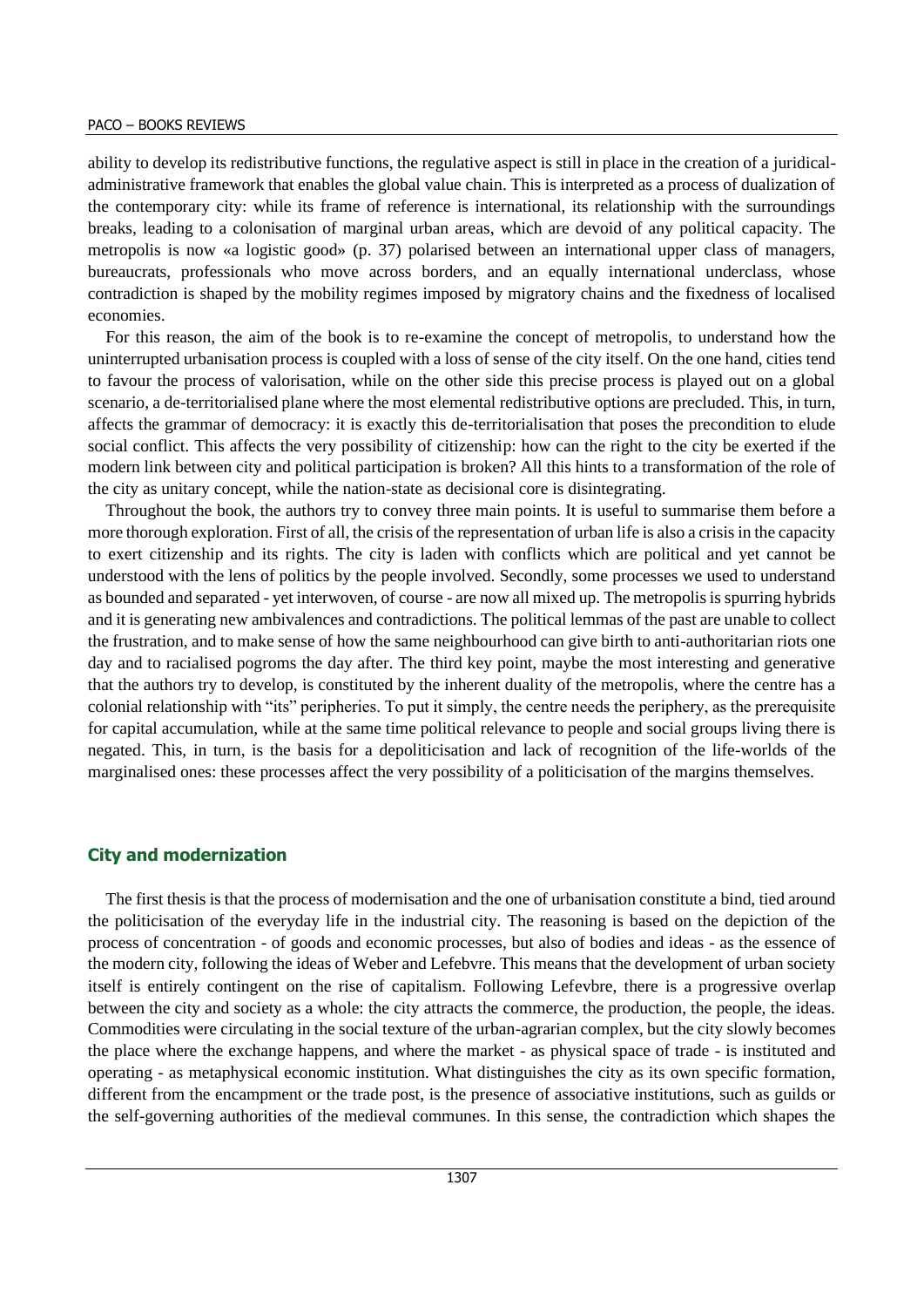ability to develop its redistributive functions, the regulative aspect is still in place in the creation of a juridical-administrative framework that enables the global value chain. This is interpreted as a process of dualization of the contemporary city: while its frame of reference is international, its relationship with the surroundings breaks, leading to a colonisation of marginal urban areas, which are devoid of any political capacity. The metropolis is now «a logistic good» (p. 37) polarised between an international upper class of managers, bureaucrats, professionals who move across borders, and an equally international underclass, whose contradiction is shaped by the mobility regimes imposed by migratory chains and the fixedness of localised economies.

For this reason, the aim of the book is to re-examine the concept of metropolis, to understand how the uninterrupted urbanisation process is coupled with a loss of sense of the city itself. On the one hand, cities tend to favour the process of valorisation, while on the other side this precise process is played out on a global scenario, a de-territorialised plane where the most elemental redistributive options are precluded. This, in turn, affects the grammar of democracy: it is exactly this de-territorialisation that poses the precondition to elude social conflict. This affects the very possibility of citizenship: how can the right to the city be exerted if the modern link between city and political participation is broken? All this hints to a transformation of the role of the city as unitary concept, while the nation-state as decisional core is disintegrating.

Throughout the book, the authors try to convey three main points. It is useful to summarise them before a more thorough exploration. First of all, the crisis of the representation of urban life is also a crisis in the capacity to exert citizenship and its rights. The city is laden with conflicts which are political and yet cannot be understood with the lens of politics by the people involved. Secondly, some processes we used to understand as bounded and separated - yet interwoven, of course - are now all mixed up. The metropolis is spurring hybrids and it is generating new ambivalences and contradictions. The political lemmas of the past are unable to collect the frustration, and to make sense of how the same neighbourhood can give birth to anti-authoritarian riots one day and to racialised pogroms the day after. The third key point, maybe the most interesting and generative that the authors try to develop, is constituted by the inherent duality of the metropolis, where the centre has a colonial relationship with "its" peripheries. To put it simply, the centre needs the periphery, as the prerequisite for capital accumulation, while at the same time political relevance to people and social groups living there is negated. This, in turn, is the basis for a depoliticisation and lack of recognition of the life-worlds of the marginalised ones: these processes affect the very possibility of a politicisation of the margins themselves.

## City and modernization

The first thesis is that the process of modernisation and the one of urbanisation constitute a bind, tied around the politicisation of the everyday life in the industrial city. The reasoning is based on the depiction of the process of concentration - of goods and economic processes, but also of bodies and ideas - as the essence of the modern city, following the ideas of Weber and Lefebvre. This means that the development of urban society itself is entirely contingent on the rise of capitalism. Following Lefevbre, there is a progressive overlap between the city and society as a whole: the city attracts the commerce, the production, the people, the ideas. Commodities were circulating in the social texture of the urban-agrarian complex, but the city slowly becomes the place where the exchange happens, and where the market - as physical space of trade - is instituted and operating - as metaphysical economic institution. What distinguishes the city as its own specific formation, different from the encampment or the trade post, is the presence of associative institutions, such as guilds or the self-governing authorities of the medieval communes. In this sense, the contradiction which shapes the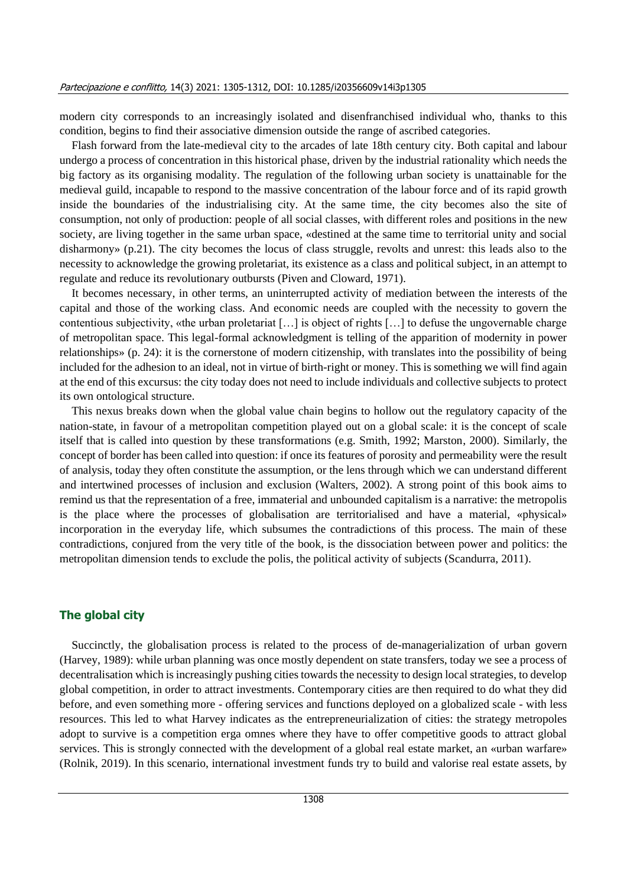modern city corresponds to an increasingly isolated and disenfranchised individual who, thanks to this condition, begins to find their associative dimension outside the range of ascribed categories.

Flash forward from the late-medieval city to the arcades of late 18th century city. Both capital and labour undergo a process of concentration in this historical phase, driven by the industrial rationality which needs the big factory as its organising modality. The regulation of the following urban society is unattainable for the medieval guild, incapable to respond to the massive concentration of the labour force and of its rapid growth inside the boundaries of the industrialising city. At the same time, the city becomes also the site of consumption, not only of production: people of all social classes, with different roles and positions in the new society, are living together in the same urban space, «destined at the same time to territorial unity and social disharmony» (p.21). The city becomes the locus of class struggle, revolts and unrest: this leads also to the necessity to acknowledge the growing proletariat, its existence as a class and political subject, in an attempt to regulate and reduce its revolutionary outbursts (Piven and Cloward, 1971).

It becomes necessary, in other terms, an uninterrupted activity of mediation between the interests of the capital and those of the working class. And economic needs are coupled with the necessity to govern the contentious subjectivity, «the urban proletariat […] is object of rights […] to defuse the ungovernable charge of metropolitan space. This legal-formal acknowledgment is telling of the apparition of modernity in power relationships» (p. 24): it is the cornerstone of modern citizenship, with translates into the possibility of being included for the adhesion to an ideal, not in virtue of birth-right or money. This is something we will find again at the end of this excursus: the city today does not need to include individuals and collective subjects to protect its own ontological structure.

This nexus breaks down when the global value chain begins to hollow out the regulatory capacity of the nation-state, in favour of a metropolitan competition played out on a global scale: it is the concept of scale itself that is called into question by these transformations (e.g. Smith, 1992; Marston, 2000). Similarly, the concept of border has been called into question: if once its features of porosity and permeability were the result of analysis, today they often constitute the assumption, or the lens through which we can understand different and intertwined processes of inclusion and exclusion (Walters, 2002). A strong point of this book aims to remind us that the representation of a free, immaterial and unbounded capitalism is a narrative: the metropolis is the place where the processes of globalisation are territorialised and have a material, «physical» incorporation in the everyday life, which subsumes the contradictions of this process. The main of these contradictions, conjured from the very title of the book, is the dissociation between power and politics: the metropolitan dimension tends to exclude the polis, the political activity of subjects (Scandurra, 2011).

## The global city

Succinctly, the globalisation process is related to the process of de-managerialization of urban govern (Harvey, 1989): while urban planning was once mostly dependent on state transfers, today we see a process of decentralisation which is increasingly pushing cities towards the necessity to design local strategies, to develop global competition, in order to attract investments. Contemporary cities are then required to do what they did before, and even something more - offering services and functions deployed on a globalized scale - with less resources. This led to what Harvey indicates as the entrepreneurialization of cities: the strategy metropoles adopt to survive is a competition erga omnes where they have to offer competitive goods to attract global services. This is strongly connected with the development of a global real estate market, an «urban warfare» (Rolnik, 2019). In this scenario, international investment funds try to build and valorise real estate assets, by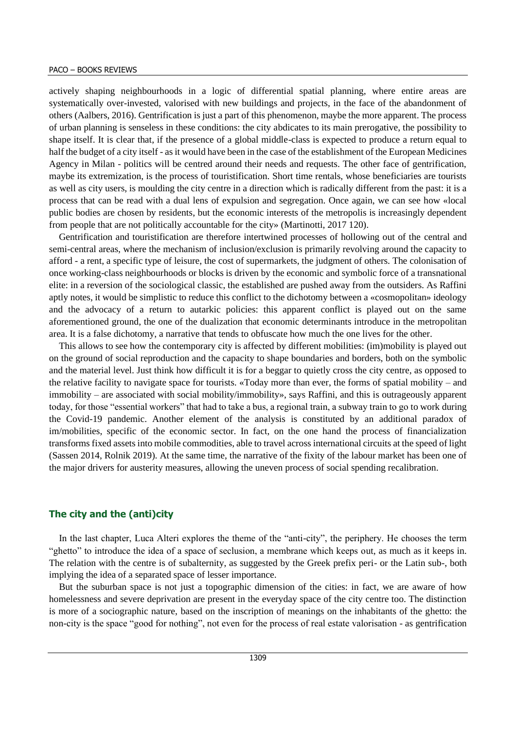actively shaping neighbourhoods in a logic of differential spatial planning, where entire areas are systematically over-invested, valorised with new buildings and projects, in the face of the abandonment of others (Aalbers, 2016). Gentrification is just a part of this phenomenon, maybe the more apparent. The process of urban planning is senseless in these conditions: the city abdicates to its main prerogative, the possibility to shape itself. It is clear that, if the presence of a global middle-class is expected to produce a return equal to half the budget of a city itself - as it would have been in the case of the establishment of the European Medicines Agency in Milan - politics will be centred around their needs and requests. The other face of gentrification, maybe its extremization, is the process of touristification. Short time rentals, whose beneficiaries are tourists as well as city users, is moulding the city centre in a direction which is radically different from the past: it is a process that can be read with a dual lens of expulsion and segregation. Once again, we can see how «local public bodies are chosen by residents, but the economic interests of the metropolis is increasingly dependent from people that are not politically accountable for the city» (Martinotti, 2017 120).

Gentrification and touristification are therefore intertwined processes of hollowing out of the central and semi-central areas, where the mechanism of inclusion/exclusion is primarily revolving around the capacity to afford - a rent, a specific type of leisure, the cost of supermarkets, the judgment of others. The colonisation of once working-class neighbourhoods or blocks is driven by the economic and symbolic force of a transnational elite: in a reversion of the sociological classic, the established are pushed away from the outsiders. As Raffini aptly notes, it would be simplistic to reduce this conflict to the dichotomy between a «cosmopolitan» ideology and the advocacy of a return to autarkic policies: this apparent conflict is played out on the same aforementioned ground, the one of the dualization that economic determinants introduce in the metropolitan area. It is a false dichotomy, a narrative that tends to obfuscate how much the one lives for the other.

This allows to see how the contemporary city is affected by different mobilities: (im)mobility is played out on the ground of social reproduction and the capacity to shape boundaries and borders, both on the symbolic and the material level. Just think how difficult it is for a beggar to quietly cross the city centre, as opposed to the relative facility to navigate space for tourists. «Today more than ever, the forms of spatial mobility – and immobility – are associated with social mobility/immobility», says Raffini, and this is outrageously apparent today, for those "essential workers" that had to take a bus, a regional train, a subway train to go to work during the Covid-19 pandemic. Another element of the analysis is constituted by an additional paradox of im/mobilities, specific of the economic sector. In fact, on the one hand the process of financialization transforms fixed assets into mobile commodities, able to travel across international circuits at the speed of light (Sassen 2014, Rolnik 2019). At the same time, the narrative of the fixity of the labour market has been one of the major drivers for austerity measures, allowing the uneven process of social spending recalibration.

## The city and the (anti)city

In the last chapter, Luca Alteri explores the theme of the "anti-city", the periphery. He chooses the term "ghetto" to introduce the idea of a space of seclusion, a membrane which keeps out, as much as it keeps in. The relation with the centre is of subalternity, as suggested by the Greek prefix peri- or the Latin sub-, both implying the idea of a separated space of lesser importance.

But the suburban space is not just a topographic dimension of the cities: in fact, we are aware of how homelessness and severe deprivation are present in the everyday space of the city centre too. The distinction is more of a sociographic nature, based on the inscription of meanings on the inhabitants of the ghetto: the non-city is the space "good for nothing", not even for the process of real estate valorisation - as gentrification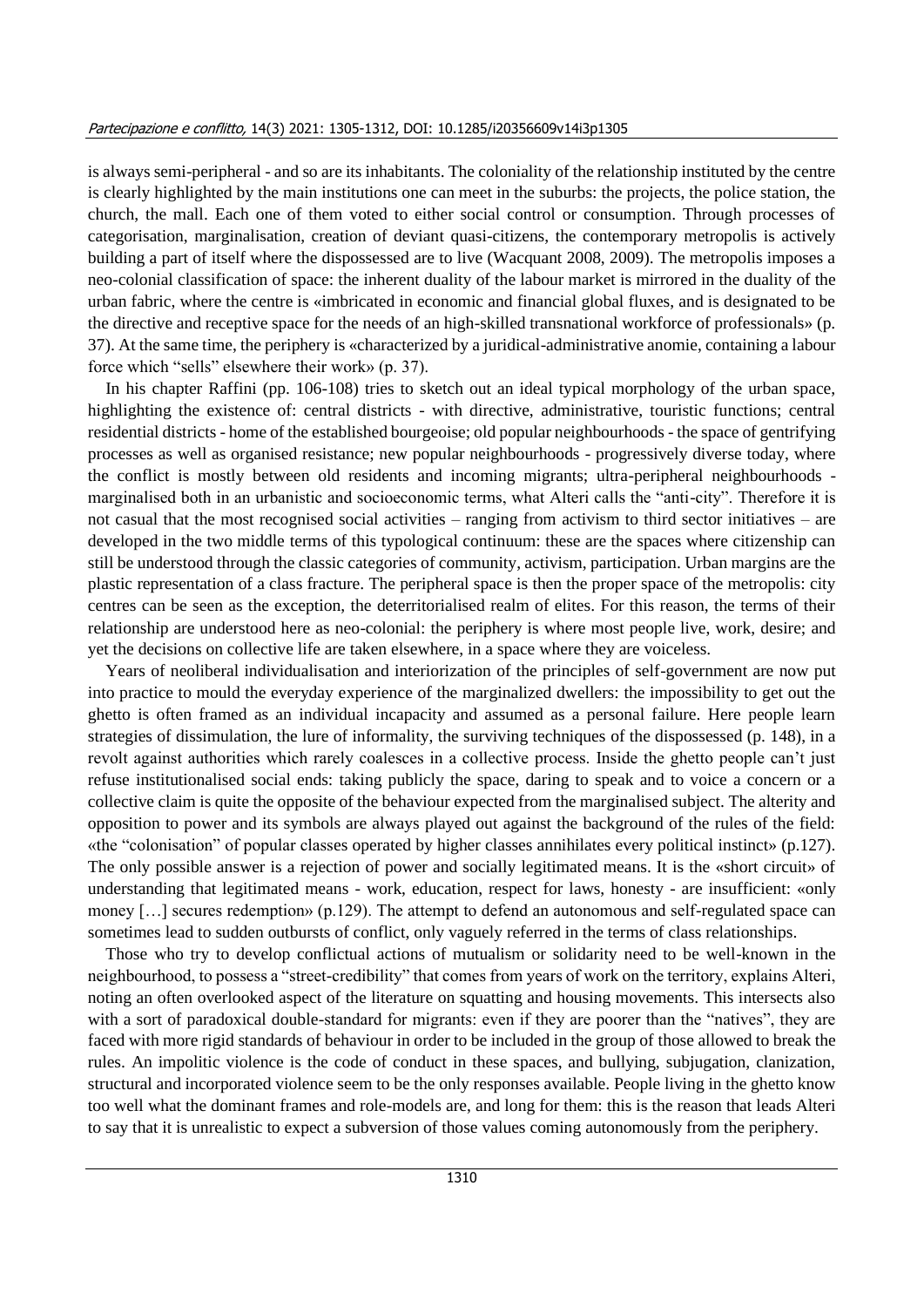is always semi-peripheral - and so are its inhabitants. The coloniality of the relationship instituted by the centre is clearly highlighted by the main institutions one can meet in the suburbs: the projects, the police station, the church, the mall. Each one of them voted to either social control or consumption. Through processes of categorisation, marginalisation, creation of deviant quasi-citizens, the contemporary metropolis is actively building a part of itself where the dispossessed are to live (Wacquant 2008, 2009). The metropolis imposes a neo-colonial classification of space: the inherent duality of the labour market is mirrored in the duality of the urban fabric, where the centre is «imbricated in economic and financial global fluxes, and is designated to be the directive and receptive space for the needs of an high-skilled transnational workforce of professionals» (p. 37). At the same time, the periphery is «characterized by a juridical-administrative anomie, containing a labour force which "sells" elsewhere their work» (p. 37).

In his chapter Raffini (pp. 106-108) tries to sketch out an ideal typical morphology of the urban space, highlighting the existence of: central districts - with directive, administrative, touristic functions; central residential districts - home of the established bourgeoise; old popular neighbourhoods - the space of gentrifying processes as well as organised resistance; new popular neighbourhoods - progressively diverse today, where the conflict is mostly between old residents and incoming migrants; ultra-peripheral neighbourhoods - marginalised both in an urbanistic and socioeconomic terms, what Alteri calls the "anti-city". Therefore it is not casual that the most recognised social activities – ranging from activism to third sector initiatives – are developed in the two middle terms of this typological continuum: these are the spaces where citizenship can still be understood through the classic categories of community, activism, participation. Urban margins are the plastic representation of a class fracture. The peripheral space is then the proper space of the metropolis: city centres can be seen as the exception, the deterritorialised realm of elites. For this reason, the terms of their relationship are understood here as neo-colonial: the periphery is where most people live, work, desire; and yet the decisions on collective life are taken elsewhere, in a space where they are voiceless.

Years of neoliberal individualisation and interiorization of the principles of self-government are now put into practice to mould the everyday experience of the marginalized dwellers: the impossibility to get out the ghetto is often framed as an individual incapacity and assumed as a personal failure. Here people learn strategies of dissimulation, the lure of informality, the surviving techniques of the dispossessed (p. 148), in a revolt against authorities which rarely coalesces in a collective process. Inside the ghetto people can't just refuse institutionalised social ends: taking publicly the space, daring to speak and to voice a concern or a collective claim is quite the opposite of the behaviour expected from the marginalised subject. The alterity and opposition to power and its symbols are always played out against the background of the rules of the field: «the "colonisation" of popular classes operated by higher classes annihilates every political instinct» (p.127). The only possible answer is a rejection of power and socially legitimated means. It is the «short circuit» of understanding that legitimated means - work, education, respect for laws, honesty - are insufficient: «only money […] secures redemption» (p.129). The attempt to defend an autonomous and self-regulated space can sometimes lead to sudden outbursts of conflict, only vaguely referred in the terms of class relationships.

Those who try to develop conflictual actions of mutualism or solidarity need to be well-known in the neighbourhood, to possess a "street-credibility" that comes from years of work on the territory, explains Alteri, noting an often overlooked aspect of the literature on squatting and housing movements. This intersects also with a sort of paradoxical double-standard for migrants: even if they are poorer than the "natives", they are faced with more rigid standards of behaviour in order to be included in the group of those allowed to break the rules. An impolitic violence is the code of conduct in these spaces, and bullying, subjugation, clanization, structural and incorporated violence seem to be the only responses available. People living in the ghetto know too well what the dominant frames and role-models are, and long for them: this is the reason that leads Alteri to say that it is unrealistic to expect a subversion of those values coming autonomously from the periphery.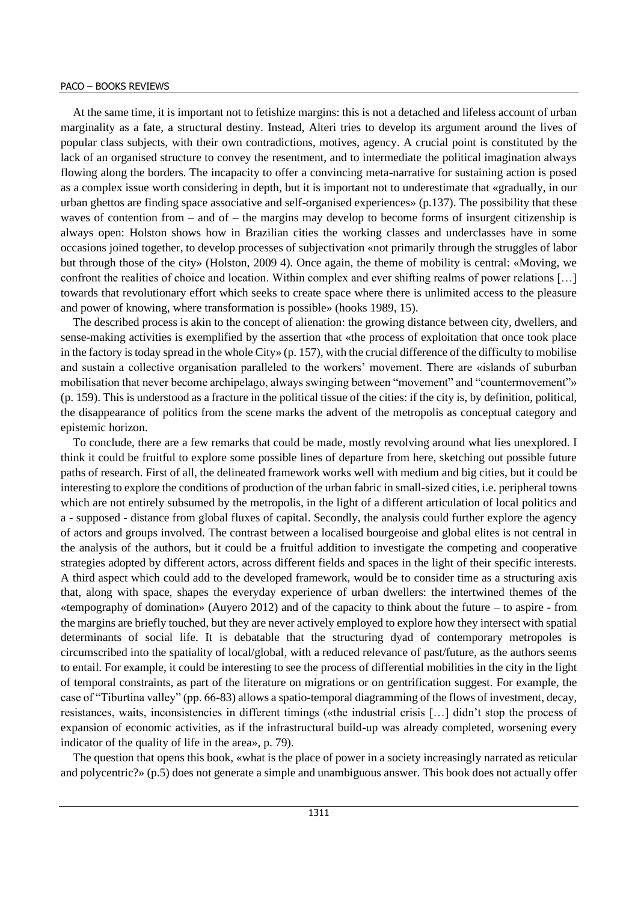At the same time, it is important not to fetishize margins: this is not a detached and lifeless account of urban marginality as a fate, a structural destiny. Instead, Alteri tries to develop its argument around the lives of popular class subjects, with their own contradictions, motives, agency. A crucial point is constituted by the lack of an organised structure to convey the resentment, and to intermediate the political imagination always flowing along the borders. The incapacity to offer a convincing meta-narrative for sustaining action is posed as a complex issue worth considering in depth, but it is important not to underestimate that «gradually, in our urban ghettos are finding space associative and self-organised experiences» (p.137). The possibility that these waves of contention from – and of – the margins may develop to become forms of insurgent citizenship is always open: Holston shows how in Brazilian cities the working classes and underclasses have in some occasions joined together, to develop processes of subjectivation «not primarily through the struggles of labor but through those of the city» (Holston, 2009 4). Once again, the theme of mobility is central: «Moving, we confront the realities of choice and location. Within complex and ever shifting realms of power relations […] towards that revolutionary effort which seeks to create space where there is unlimited access to the pleasure and power of knowing, where transformation is possible» (hooks 1989, 15).

The described process is akin to the concept of alienation: the growing distance between city, dwellers, and sense-making activities is exemplified by the assertion that «the process of exploitation that once took place in the factory is today spread in the whole City» (p. 157), with the crucial difference of the difficulty to mobilise and sustain a collective organisation paralleled to the workers' movement. There are «islands of suburban mobilisation that never become archipelago, always swinging between "movement" and "countermovement"» (p. 159). This is understood as a fracture in the political tissue of the cities: if the city is, by definition, political, the disappearance of politics from the scene marks the advent of the metropolis as conceptual category and epistemic horizon.

To conclude, there are a few remarks that could be made, mostly revolving around what lies unexplored. I think it could be fruitful to explore some possible lines of departure from here, sketching out possible future paths of research. First of all, the delineated framework works well with medium and big cities, but it could be interesting to explore the conditions of production of the urban fabric in small-sized cities, i.e. peripheral towns which are not entirely subsumed by the metropolis, in the light of a different articulation of local politics and a - supposed - distance from global fluxes of capital. Secondly, the analysis could further explore the agency of actors and groups involved. The contrast between a localised bourgeoise and global elites is not central in the analysis of the authors, but it could be a fruitful addition to investigate the competing and cooperative strategies adopted by different actors, across different fields and spaces in the light of their specific interests. A third aspect which could add to the developed framework, would be to consider time as a structuring axis that, along with space, shapes the everyday experience of urban dwellers: the intertwined themes of the «tempography of domination» (Auyero 2012) and of the capacity to think about the future – to aspire - from the margins are briefly touched, but they are never actively employed to explore how they intersect with spatial determinants of social life. It is debatable that the structuring dyad of contemporary metropoles is circumscribed into the spatiality of local/global, with a reduced relevance of past/future, as the authors seems to entail. For example, it could be interesting to see the process of differential mobilities in the city in the light of temporal constraints, as part of the literature on migrations or on gentrification suggest. For example, the case of "Tiburtina valley" (pp. 66-83) allows a spatio-temporal diagramming of the flows of investment, decay, resistances, waits, inconsistencies in different timings («the industrial crisis […] didn't stop the process of expansion of economic activities, as if the infrastructural build-up was already completed, worsening every indicator of the quality of life in the area», p. 79).

The question that opens this book, «what is the place of power in a society increasingly narrated as reticular and polycentric?» (p.5) does not generate a simple and unambiguous answer. This book does not actually offer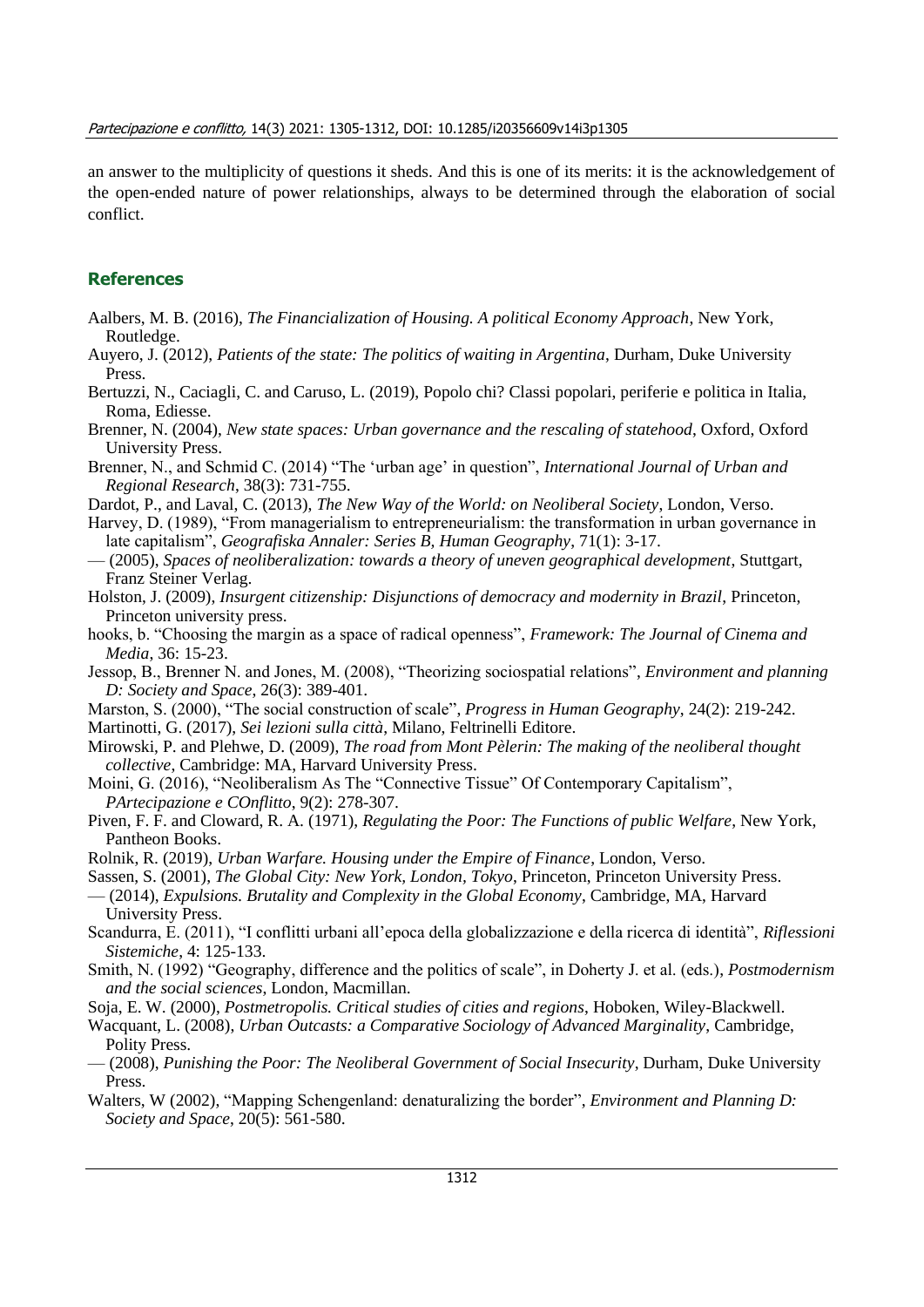an answer to the multiplicity of questions it sheds. And this is one of its merits: it is the acknowledgement of the open-ended nature of power relationships, always to be determined through the elaboration of social conflict.

## References

Aalbers, M. B. (2016), *The Financialization of Housing. A political Economy Approach*, New York, Routledge.

Auyero, J. (2012), *Patients of the state: The politics of waiting in Argentina*, Durham, Duke University Press.

Bertuzzi, N., Caciagli, C. and Caruso, L. (2019), Popolo chi? Classi popolari, periferie e politica in Italia, Roma, Ediesse.

Brenner, N. (2004), *New state spaces: Urban governance and the rescaling of statehood*, Oxford, Oxford University Press.

Brenner, N., and Schmid C. (2014) "The 'urban age' in question", *International Journal of Urban and Regional Research*, 38(3): 731-755.

Dardot, P., and Laval, C. (2013), *The New Way of the World: on Neoliberal Society*, London, Verso.

Harvey, D. (1989), "From managerialism to entrepreneurialism: the transformation in urban governance in late capitalism", *Geografiska Annaler: Series B, Human Geography*, 71(1): 3-17.

— (2005), *Spaces of neoliberalization: towards a theory of uneven geographical development*, Stuttgart, Franz Steiner Verlag.

Holston, J. (2009), *Insurgent citizenship: Disjunctions of democracy and modernity in Brazil*, Princeton, Princeton university press.

hooks, b. "Choosing the margin as a space of radical openness", *Framework: The Journal of Cinema and Media*, 36: 15-23.

Jessop, B., Brenner N. and Jones, M. (2008), "Theorizing sociospatial relations", *Environment and planning D: Society and Space*, 26(3): 389-401.

Marston, S. (2000), "The social construction of scale", *Progress in Human Geography*, 24(2): 219-242.

Martinotti, G. (2017), *Sei lezioni sulla città*, Milano, Feltrinelli Editore.

Mirowski, P. and Plehwe, D. (2009), *The road from Mont Pèlerin: The making of the neoliberal thought collective*, Cambridge: MA, Harvard University Press.

Moini, G. (2016), "Neoliberalism As The "Connective Tissue" Of Contemporary Capitalism", *PArtecipazione e COnflitto*, 9(2): 278-307.

Piven, F. F. and Cloward, R. A. (1971), *Regulating the Poor: The Functions of public Welfare*, New York, Pantheon Books.

Rolnik, R. (2019), *Urban Warfare. Housing under the Empire of Finance*, London, Verso.

Sassen, S. (2001), *The Global City: New York, London, Tokyo*, Princeton, Princeton University Press.

— (2014), *Expulsions. Brutality and Complexity in the Global Economy*, Cambridge, MA, Harvard University Press.

Scandurra, E. (2011), "I conflitti urbani all'epoca della globalizzazione e della ricerca di identità", *Riflessioni Sistemiche*, 4: 125-133.

Smith, N. (1992) "Geography, difference and the politics of scale", in Doherty J. et al. (eds.), *Postmodernism and the social sciences*, London, Macmillan.

Soja, E. W. (2000), *Postmetropolis. Critical studies of cities and regions*, Hoboken, Wiley-Blackwell.

Wacquant, L. (2008), *Urban Outcasts: a Comparative Sociology of Advanced Marginality*, Cambridge, Polity Press.

— (2008), *Punishing the Poor: The Neoliberal Government of Social Insecurity*, Durham, Duke University Press.

Walters, W (2002), "Mapping Schengenland: denaturalizing the border", *Environment and Planning D: Society and Space*, 20(5): 561-580.